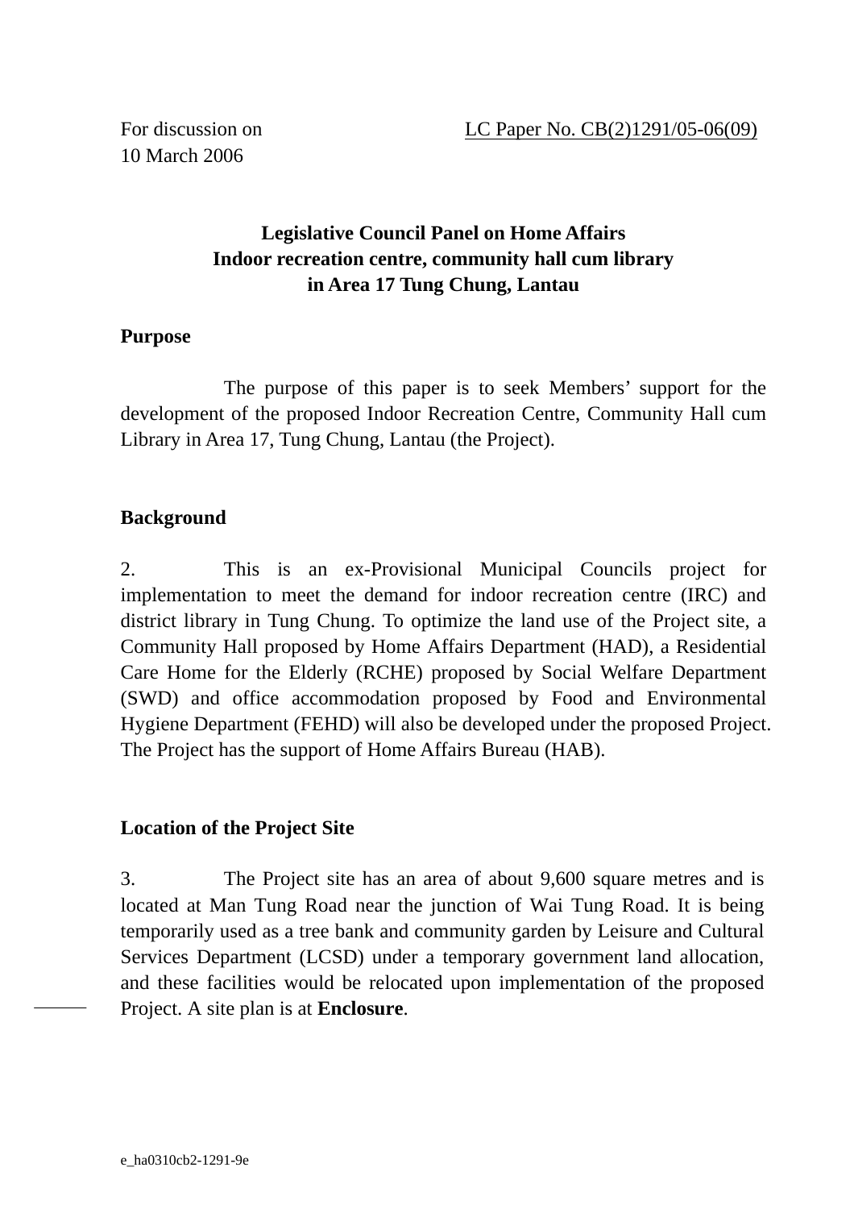For discussion on
10 March 2006

LC Paper No. CB(2)1291/05-06(09)

**Legislative Council Panel on Home Affairs**
**Indoor recreation centre, community hall cum library**
**in Area 17 Tung Chung, Lantau**

**Purpose**

The purpose of this paper is to seek Members' support for the development of the proposed Indoor Recreation Centre, Community Hall cum Library in Area 17, Tung Chung, Lantau (the Project).

**Background**

2. This is an ex-Provisional Municipal Councils project for implementation to meet the demand for indoor recreation centre (IRC) and district library in Tung Chung. To optimize the land use of the Project site, a Community Hall proposed by Home Affairs Department (HAD), a Residential Care Home for the Elderly (RCHE) proposed by Social Welfare Department (SWD) and office accommodation proposed by Food and Environmental Hygiene Department (FEHD) will also be developed under the proposed Project. The Project has the support of Home Affairs Bureau (HAB).

**Location of the Project Site**

3. The Project site has an area of about 9,600 square metres and is located at Man Tung Road near the junction of Wai Tung Road. It is being temporarily used as a tree bank and community garden by Leisure and Cultural Services Department (LCSD) under a temporary government land allocation, and these facilities would be relocated upon implementation of the proposed Project. A site plan is at **Enclosure**.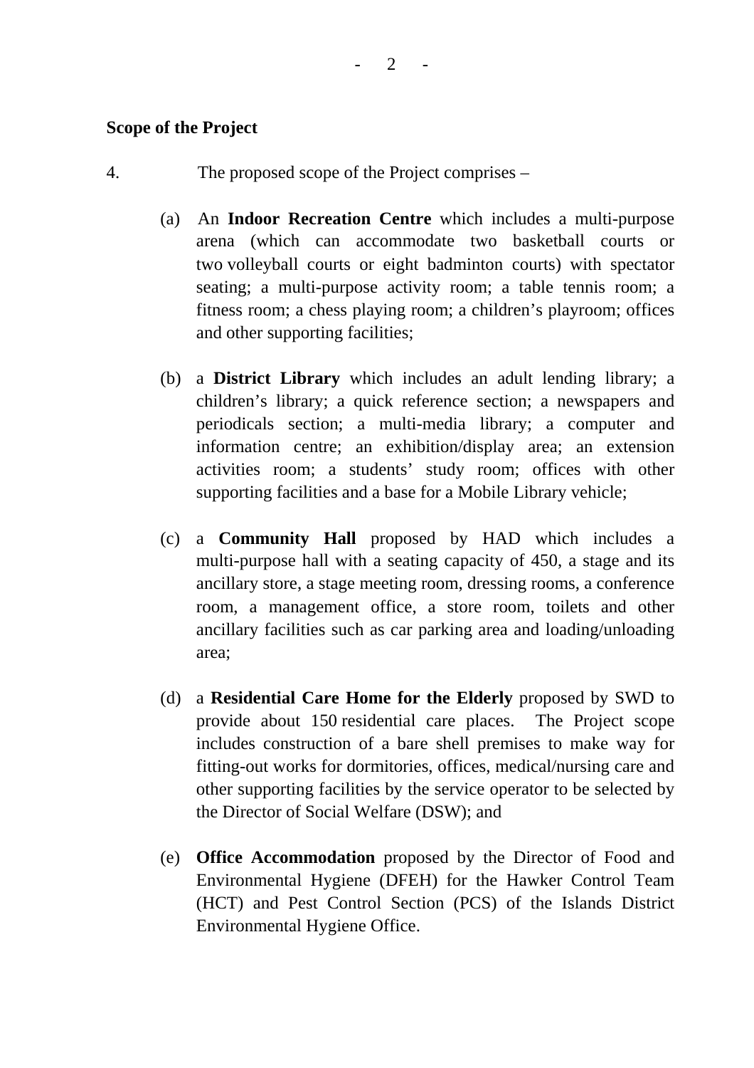**Scope of the Project**

4. The proposed scope of the Project comprises –

(a) An **Indoor Recreation Centre** which includes a multi-purpose arena (which can accommodate two basketball courts or two volleyball courts or eight badminton courts) with spectator seating; a multi-purpose activity room; a table tennis room; a fitness room; a chess playing room; a children's playroom; offices and other supporting facilities;

(b) a **District Library** which includes an adult lending library; a children's library; a quick reference section; a newspapers and periodicals section; a multi-media library; a computer and information centre; an exhibition/display area; an extension activities room; a students' study room; offices with other supporting facilities and a base for a Mobile Library vehicle;

(c) a **Community Hall** proposed by HAD which includes a multi-purpose hall with a seating capacity of 450, a stage and its ancillary store, a stage meeting room, dressing rooms, a conference room, a management office, a store room, toilets and other ancillary facilities such as car parking area and loading/unloading area;

(d) a **Residential Care Home for the Elderly** proposed by SWD to provide about 150 residential care places. The Project scope includes construction of a bare shell premises to make way for fitting-out works for dormitories, offices, medical/nursing care and other supporting facilities by the service operator to be selected by the Director of Social Welfare (DSW); and

(e) **Office Accommodation** proposed by the Director of Food and Environmental Hygiene (DFEH) for the Hawker Control Team (HCT) and Pest Control Section (PCS) of the Islands District Environmental Hygiene Office.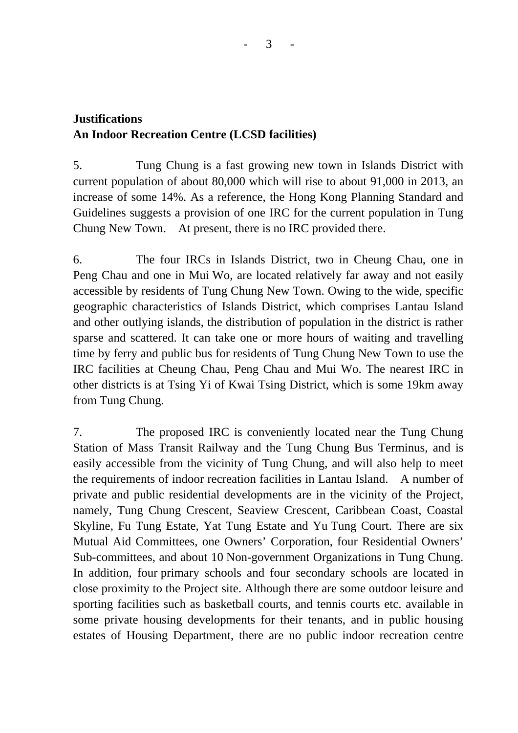**Justifications**
**An Indoor Recreation Centre (LCSD facilities)**

5. Tung Chung is a fast growing new town in Islands District with current population of about 80,000 which will rise to about 91,000 in 2013, an increase of some 14%. As a reference, the Hong Kong Planning Standard and Guidelines suggests a provision of one IRC for the current population in Tung Chung New Town. At present, there is no IRC provided there.

6. The four IRCs in Islands District, two in Cheung Chau, one in Peng Chau and one in Mui Wo, are located relatively far away and not easily accessible by residents of Tung Chung New Town. Owing to the wide, specific geographic characteristics of Islands District, which comprises Lantau Island and other outlying islands, the distribution of population in the district is rather sparse and scattered. It can take one or more hours of waiting and travelling time by ferry and public bus for residents of Tung Chung New Town to use the IRC facilities at Cheung Chau, Peng Chau and Mui Wo. The nearest IRC in other districts is at Tsing Yi of Kwai Tsing District, which is some 19km away from Tung Chung.

7. The proposed IRC is conveniently located near the Tung Chung Station of Mass Transit Railway and the Tung Chung Bus Terminus, and is easily accessible from the vicinity of Tung Chung, and will also help to meet the requirements of indoor recreation facilities in Lantau Island. A number of private and public residential developments are in the vicinity of the Project, namely, Tung Chung Crescent, Seaview Crescent, Caribbean Coast, Coastal Skyline, Fu Tung Estate, Yat Tung Estate and Yu Tung Court. There are six Mutual Aid Committees, one Owners' Corporation, four Residential Owners' Sub-committees, and about 10 Non-government Organizations in Tung Chung. In addition, four primary schools and four secondary schools are located in close proximity to the Project site. Although there are some outdoor leisure and sporting facilities such as basketball courts, and tennis courts etc. available in some private housing developments for their tenants, and in public housing estates of Housing Department, there are no public indoor recreation centre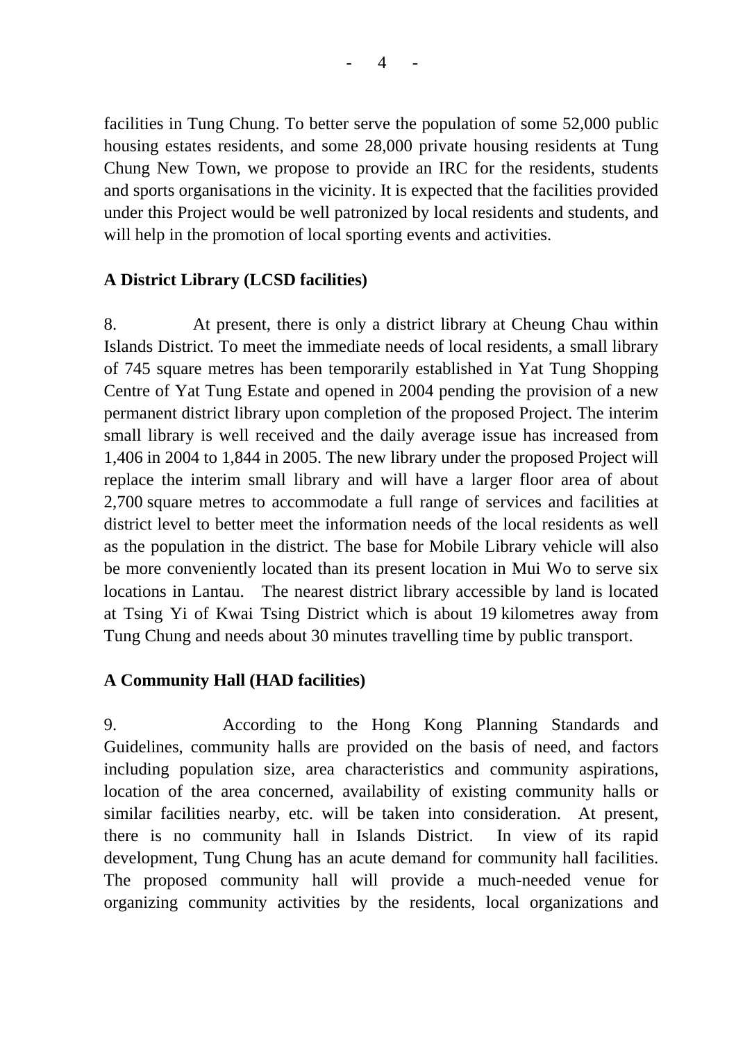facilities in Tung Chung. To better serve the population of some 52,000 public housing estates residents, and some 28,000 private housing residents at Tung Chung New Town, we propose to provide an IRC for the residents, students and sports organisations in the vicinity. It is expected that the facilities provided under this Project would be well patronized by local residents and students, and will help in the promotion of local sporting events and activities.

**A District Library (LCSD facilities)**

8. At present, there is only a district library at Cheung Chau within Islands District. To meet the immediate needs of local residents, a small library of 745 square metres has been temporarily established in Yat Tung Shopping Centre of Yat Tung Estate and opened in 2004 pending the provision of a new permanent district library upon completion of the proposed Project. The interim small library is well received and the daily average issue has increased from 1,406 in 2004 to 1,844 in 2005. The new library under the proposed Project will replace the interim small library and will have a larger floor area of about 2,700 square metres to accommodate a full range of services and facilities at district level to better meet the information needs of the local residents as well as the population in the district. The base for Mobile Library vehicle will also be more conveniently located than its present location in Mui Wo to serve six locations in Lantau. The nearest district library accessible by land is located at Tsing Yi of Kwai Tsing District which is about 19 kilometres away from Tung Chung and needs about 30 minutes travelling time by public transport.

**A Community Hall (HAD facilities)**

9. According to the Hong Kong Planning Standards and Guidelines, community halls are provided on the basis of need, and factors including population size, area characteristics and community aspirations, location of the area concerned, availability of existing community halls or similar facilities nearby, etc. will be taken into consideration. At present, there is no community hall in Islands District. In view of its rapid development, Tung Chung has an acute demand for community hall facilities. The proposed community hall will provide a much-needed venue for organizing community activities by the residents, local organizations and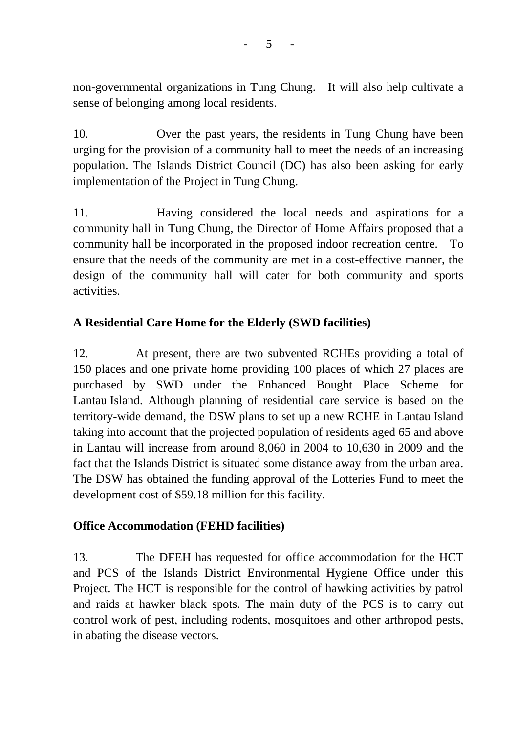non-governmental organizations in Tung Chung. It will also help cultivate a sense of belonging among local residents.

10. Over the past years, the residents in Tung Chung have been urging for the provision of a community hall to meet the needs of an increasing population. The Islands District Council (DC) has also been asking for early implementation of the Project in Tung Chung.

11. Having considered the local needs and aspirations for a community hall in Tung Chung, the Director of Home Affairs proposed that a community hall be incorporated in the proposed indoor recreation centre. To ensure that the needs of the community are met in a cost-effective manner, the design of the community hall will cater for both community and sports activities.

**A Residential Care Home for the Elderly (SWD facilities)**

12. At present, there are two subvented RCHEs providing a total of 150 places and one private home providing 100 places of which 27 places are purchased by SWD under the Enhanced Bought Place Scheme for Lantau Island. Although planning of residential care service is based on the territory-wide demand, the DSW plans to set up a new RCHE in Lantau Island taking into account that the projected population of residents aged 65 and above in Lantau will increase from around 8,060 in 2004 to 10,630 in 2009 and the fact that the Islands District is situated some distance away from the urban area. The DSW has obtained the funding approval of the Lotteries Fund to meet the development cost of $59.18 million for this facility.

**Office Accommodation (FEHD facilities)**

13. The DFEH has requested for office accommodation for the HCT and PCS of the Islands District Environmental Hygiene Office under this Project. The HCT is responsible for the control of hawking activities by patrol and raids at hawker black spots. The main duty of the PCS is to carry out control work of pest, including rodents, mosquitoes and other arthropod pests, in abating the disease vectors.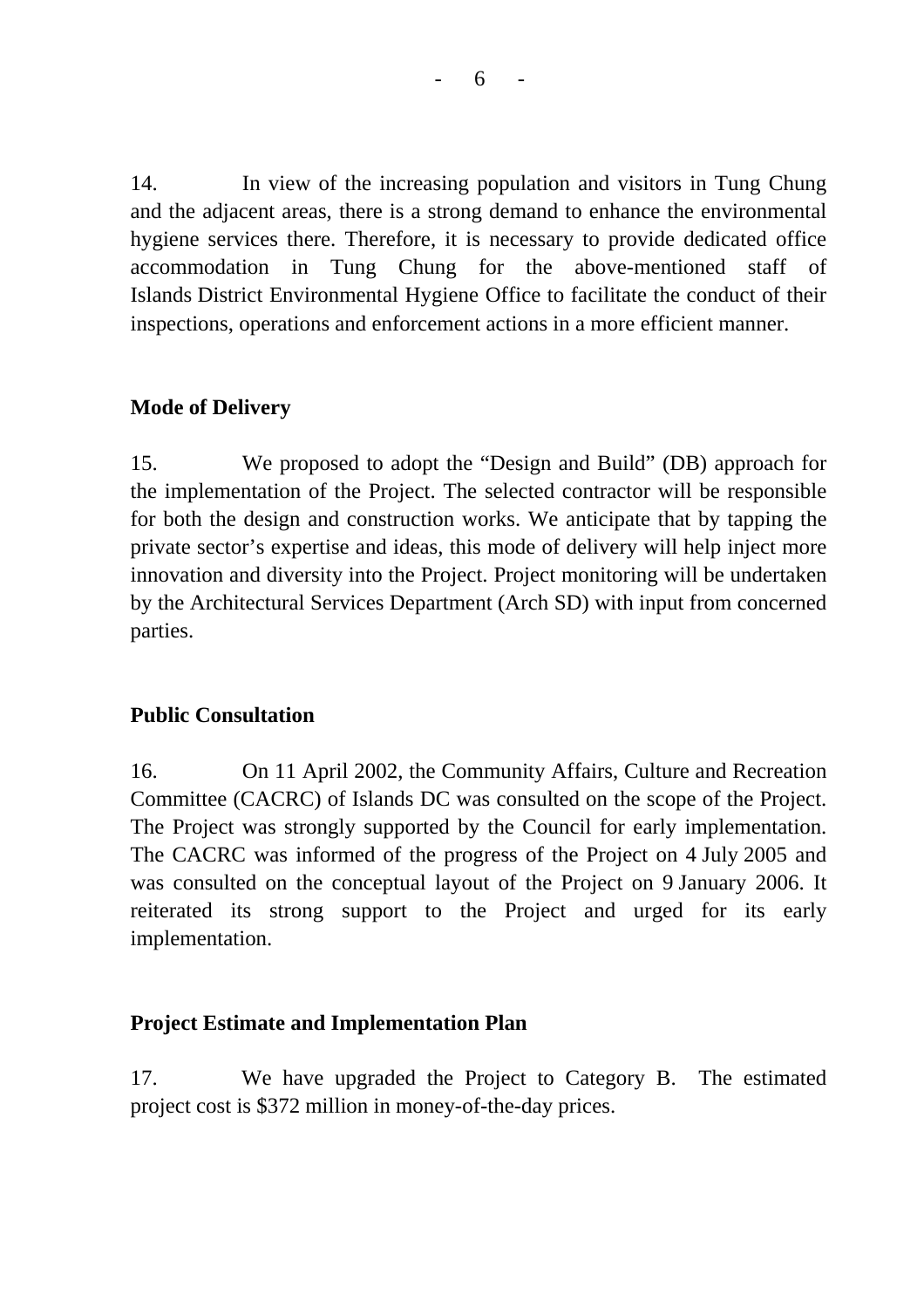14. In view of the increasing population and visitors in Tung Chung and the adjacent areas, there is a strong demand to enhance the environmental hygiene services there. Therefore, it is necessary to provide dedicated office accommodation in Tung Chung for the above-mentioned staff of Islands District Environmental Hygiene Office to facilitate the conduct of their inspections, operations and enforcement actions in a more efficient manner.

**Mode of Delivery**

15. We proposed to adopt the "Design and Build" (DB) approach for the implementation of the Project. The selected contractor will be responsible for both the design and construction works. We anticipate that by tapping the private sector's expertise and ideas, this mode of delivery will help inject more innovation and diversity into the Project. Project monitoring will be undertaken by the Architectural Services Department (Arch SD) with input from concerned parties.

**Public Consultation**

16. On 11 April 2002, the Community Affairs, Culture and Recreation Committee (CACRC) of Islands DC was consulted on the scope of the Project. The Project was strongly supported by the Council for early implementation. The CACRC was informed of the progress of the Project on 4 July 2005 and was consulted on the conceptual layout of the Project on 9 January 2006. It reiterated its strong support to the Project and urged for its early implementation.

**Project Estimate and Implementation Plan**

17. We have upgraded the Project to Category B. The estimated project cost is $372 million in money-of-the-day prices.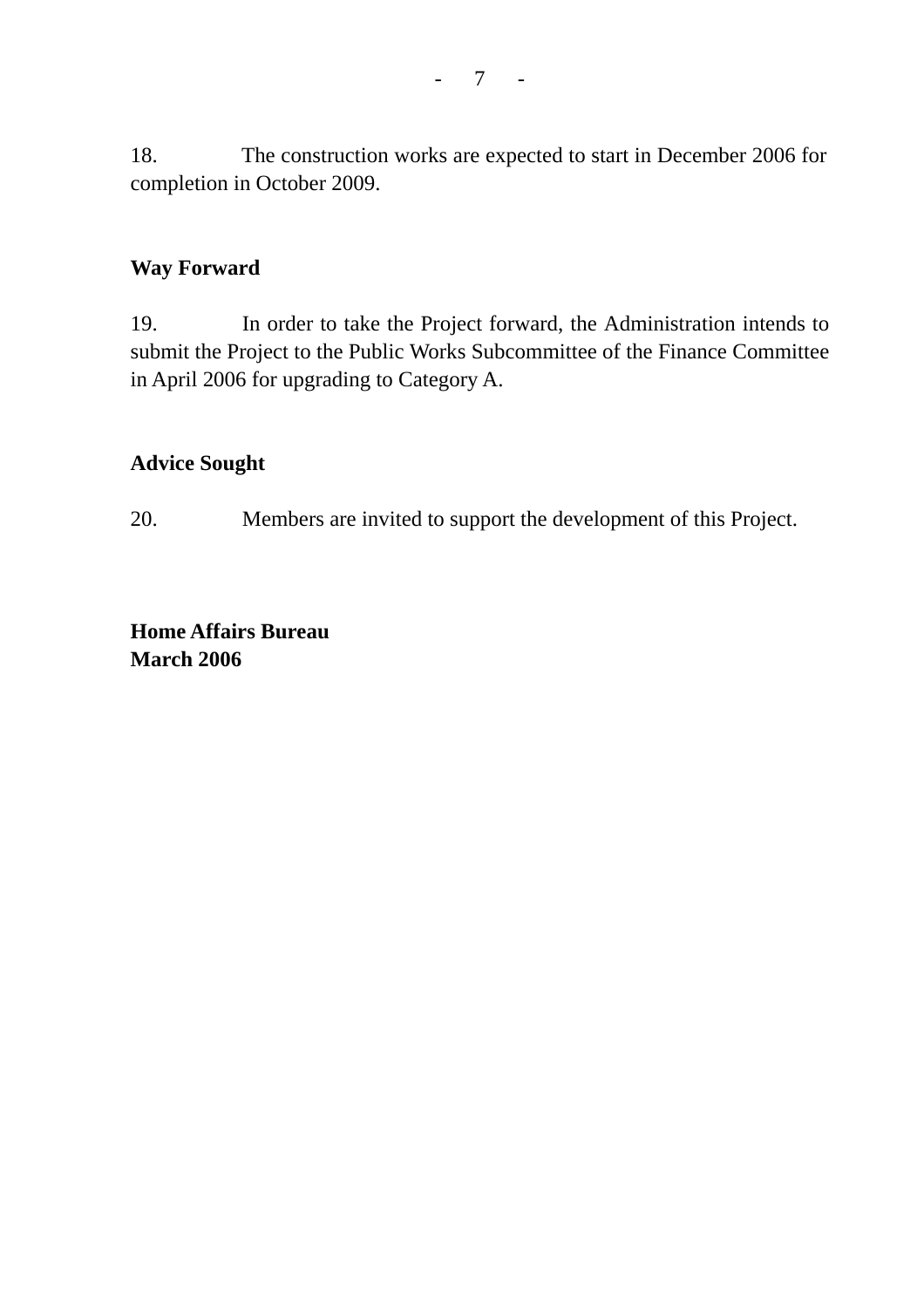18. The construction works are expected to start in December 2006 for completion in October 2009.

**Way Forward**

19. In order to take the Project forward, the Administration intends to submit the Project to the Public Works Subcommittee of the Finance Committee in April 2006 for upgrading to Category A.

**Advice Sought**

20. Members are invited to support the development of this Project.

**Home Affairs Bureau**
**March 2006**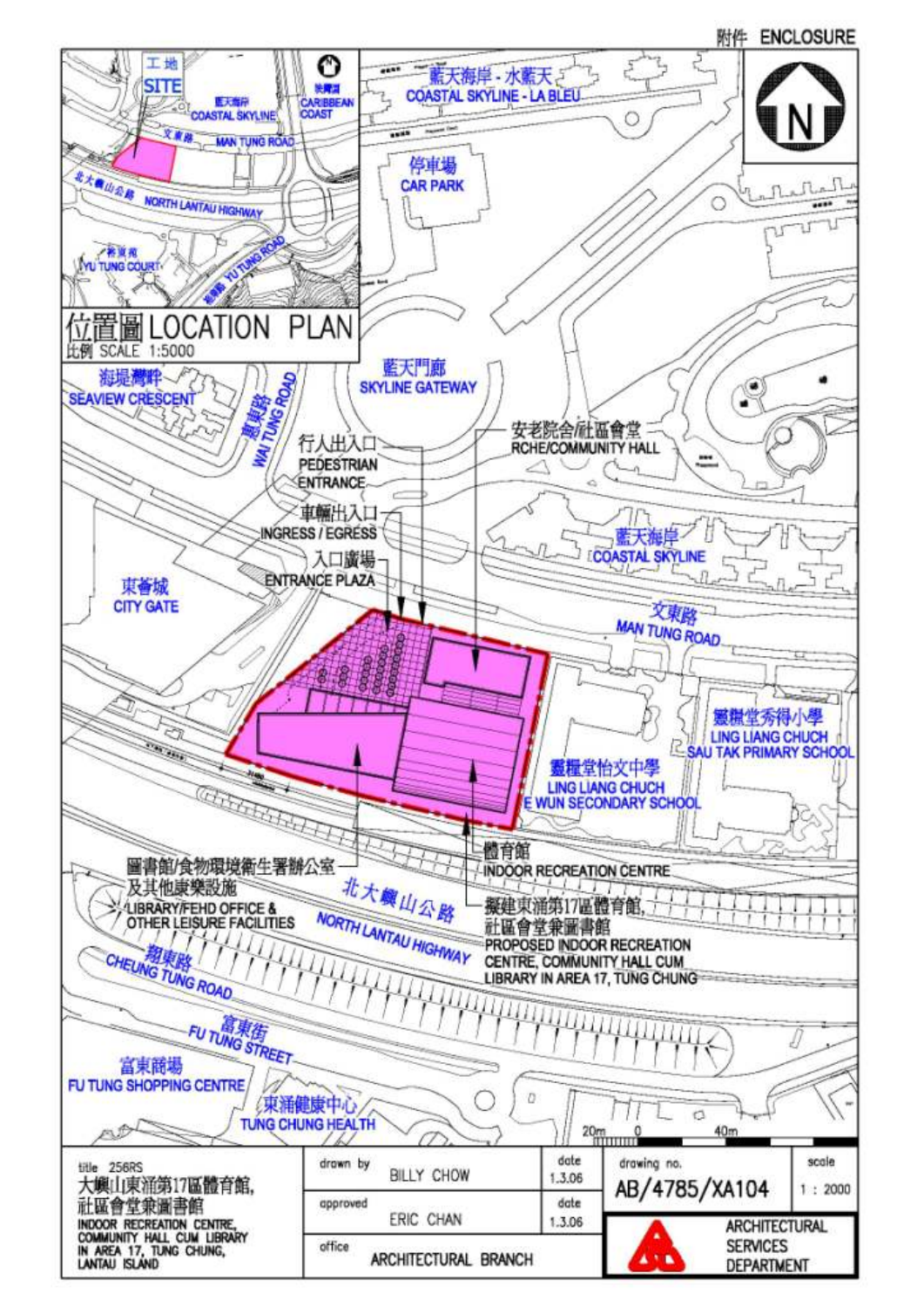附件 ENCLOSURE

工地
SITE

藍天海岸
COASTAL SKYLINE

映灣園
CARIBBEAN COAST

文東路
MAN TUNG ROAD

北大嶼山公路
NORTH LANTAU HIGHWAY

裕東苑
YU TUNG COURT

裕東路
YU TUNG ROAD

位置圖 LOCATION PLAN
比例 SCALE 1:5000

藍天海岸 - 水藍天
COASTAL SKYLINE - LA BLEU

停車場
CAR PARK

海堤灣畔
SEAVIEW CRESCENT

惠東路
WAI TUNG ROAD

藍天門廊
SKYLINE GATEWAY

行人出入口
PEDESTRIAN ENTRANCE

車輛出入口
INGRESS / EGRESS

入口廣場
ENTRANCE PLAZA

安老院舍/社區會堂
RCHE/COMMUNITY HALL

東薈城
CITY GATE

藍天海岸
COASTAL SKYLINE

文東路
MAN TUNG ROAD

靈糧堂秀德小學
LING LIANG CHUCH SAU TAK PRIMARY SCHOOL

靈糧堂怡文中學
LING LIANG CHUCH E WUN SECONDARY SCHOOL

體育館
INDOOR RECREATION CENTRE

圖書館/食物環境衞生署辦公室及其他康樂設施
LIBRARY/FEHD OFFICE & OTHER LEISURE FACILITIES

北大嶼山公路
NORTH LANTAU HIGHWAY

擬建東涌第17區體育館, 社區會堂兼圖書館
PROPOSED INDOOR RECREATION CENTRE, COMMUNITY HALL CUM LIBRARY IN AREA 17, TUNG CHUNG

翔東路
CHEUNG TUNG ROAD

富東街
FU TUNG STREET

富東商場
FU TUNG SHOPPING CENTRE

東涌健康中心
TUNG CHUNG HEALTH

20m 0 40m

| | | | | |
|---|---|---|---|---|
| title 256RS<br>大嶼山東涌第17區體育館, 社區會堂兼圖書館<br>INDOOR RECREATION CENTRE, COMMUNITY HALL CUM LIBRARY IN AREA 17, TUNG CHUNG, LANTAU ISLAND | drawn by BILLY CHOW | date 1.3.06 | drawing no. AB/4785/XA104 | scale 1 : 2000 |
| | approved ERIC CHAN | date 1.3.06 | ARCHITECTURAL SERVICES DEPARTMENT | |
| | office ARCHITECTURAL BRANCH | | | |